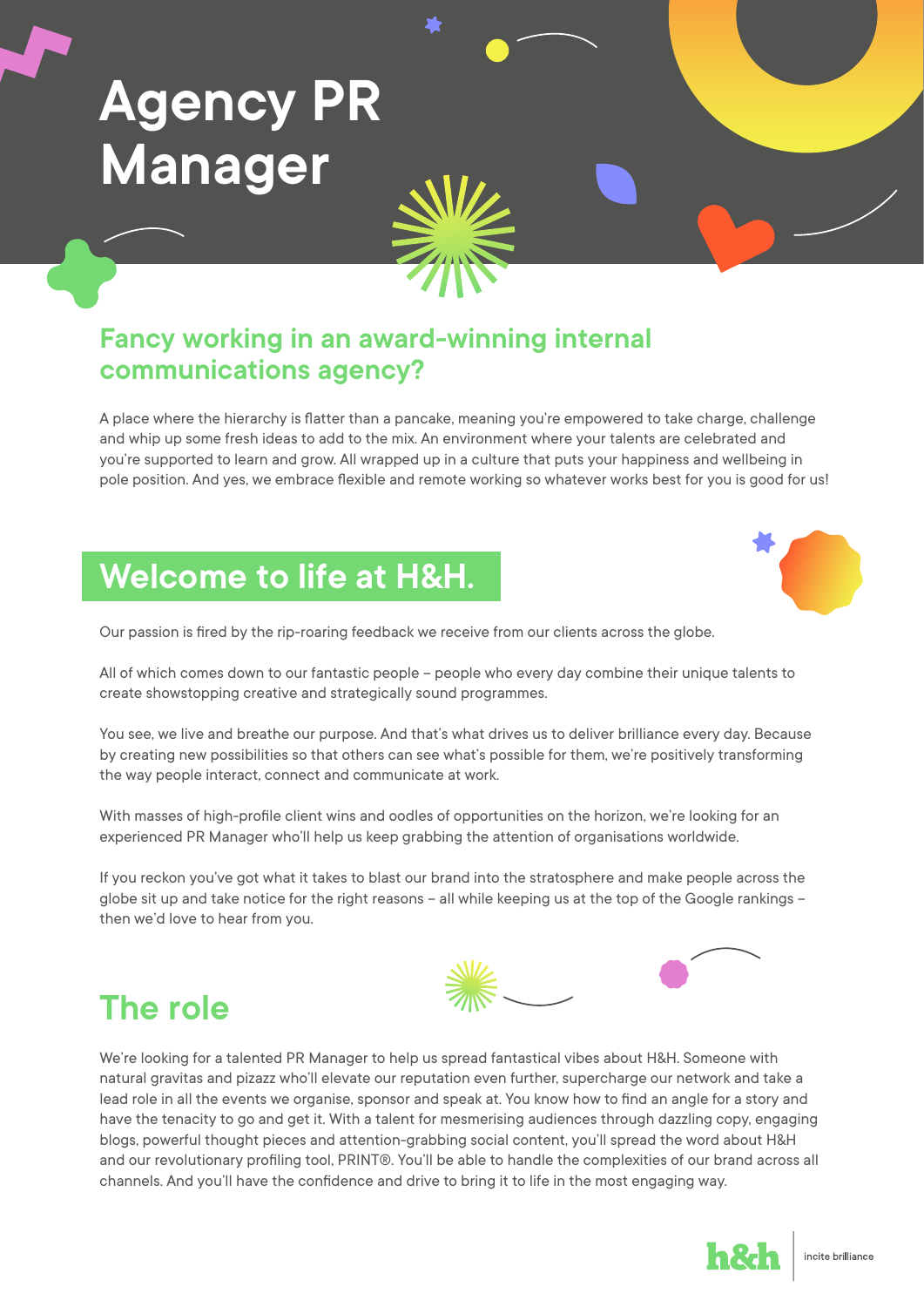# Agency PR Manager

## Fancy working in an award-winning internal communications agency?

A place where the hierarchy is flatter than a pancake, meaning you're empowered to take charge, challenge and whip up some fresh ideas to add to the mix. An environment where your talents are celebrated and you're supported to learn and grow. All wrapped up in a culture that puts your happiness and wellbeing in pole position. And yes, we embrace flexible and remote working so whatever works best for you is good for us!

## Welcome to life at H&H.

Our passion is fired by the rip-roaring feedback we receive from our clients across the globe.

All of which comes down to our fantastic people – people who every day combine their unique talents to create showstopping creative and strategically sound programmes.

You see, we live and breathe our purpose. And that's what drives us to deliver brilliance every day. Because by creating new possibilities so that others can see what's possible for them, we're positively transforming the way people interact, connect and communicate at work.

With masses of high-profile client wins and oodles of opportunities on the horizon, we're looking for an experienced PR Manager who'll help us keep grabbing the attention of organisations worldwide.

If you reckon you've got what it takes to blast our brand into the stratosphere and make people across the globe sit up and take notice for the right reasons – all while keeping us at the top of the Google rankings – then we'd love to hear from you.

## The role

We're looking for a talented PR Manager to help us spread fantastical vibes about H&H. Someone with natural gravitas and pizazz who'll elevate our reputation even further, supercharge our network and take a lead role in all the events we organise, sponsor and speak at. You know how to find an angle for a story and have the tenacity to go and get it. With a talent for mesmerising audiences through dazzling copy, engaging blogs, powerful thought pieces and attention-grabbing social content, you'll spread the word about H&H and our revolutionary profiling tool, PRINT®. You'll be able to handle the complexities of our brand across all channels. And you'll have the confidence and drive to bring it to life in the most engaging way.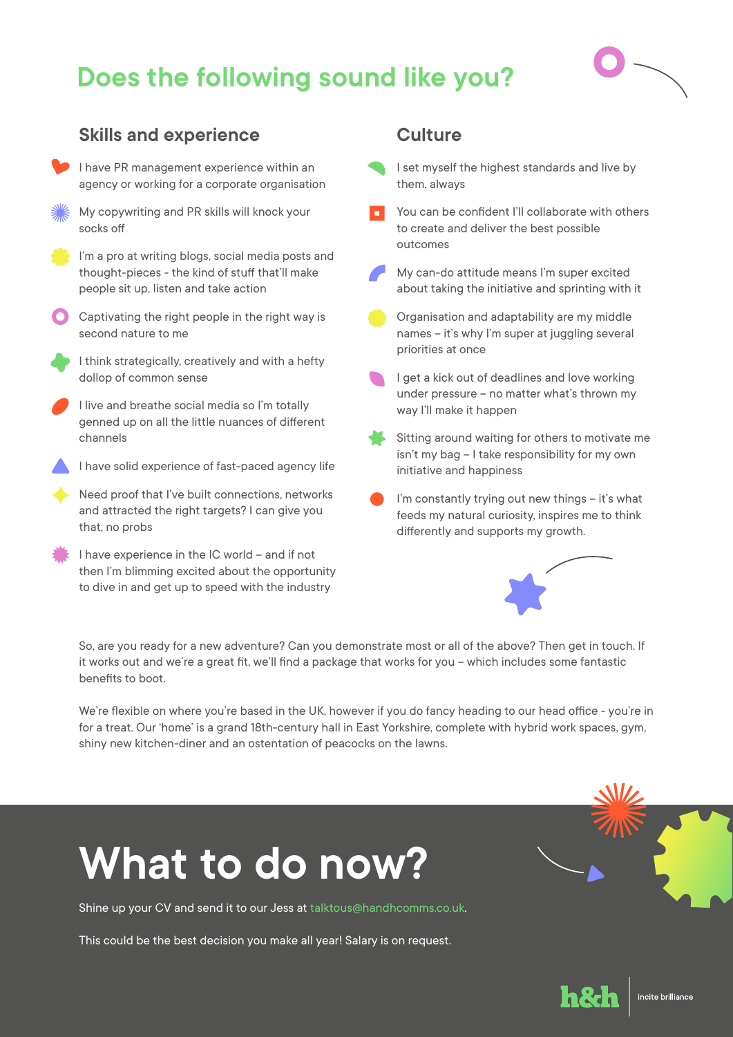# Does the following sound like you?

## Skills and experience

- I have PR management experience within an agency or working for a corporate organisation
- My copywriting and PR skills will knock your socks off
- I'm a pro at writing blogs, social media posts and thought-pieces - the kind of stuff that'll make people sit up, listen and take action
- Captivating the right people in the right way is second nature to me
- I think strategically, creatively and with a hefty dollop of common sense
- I live and breathe social media so I'm totally genned up on all the little nuances of different channels
- I have solid experience of fast-paced agency life
- Need proof that I've built connections, networks and attracted the right targets? I can give you that, no probs
- I have experience in the IC world – and if not then I'm blimming excited about the opportunity to dive in and get up to speed with the industry

## Culture

- I set myself the highest standards and live by them, always
- You can be confident I'll collaborate with others to create and deliver the best possible outcomes
- My can-do attitude means I'm super excited about taking the initiative and sprinting with it
- Organisation and adaptability are my middle names – it's why I'm super at juggling several priorities at once
- I get a kick out of deadlines and love working under pressure – no matter what's thrown my way I'll make it happen
- Sitting around waiting for others to motivate me isn't my bag – I take responsibility for my own initiative and happiness
- I'm constantly trying out new things – it's what feeds my natural curiosity, inspires me to think differently and supports my growth.

So, are you ready for a new adventure? Can you demonstrate most or all of the above? Then get in touch. If it works out and we're a great fit, we'll find a package that works for you – which includes some fantastic benefits to boot.

We're flexible on where you're based in the UK, however if you do fancy heading to our head office - you're in for a treat. Our 'home' is a grand 18th-century hall in East Yorkshire, complete with hybrid work spaces, gym, shiny new kitchen-diner and an ostentation of peacocks on the lawns.

# What to do now?

Shine up your CV and send it to our Jess at talktous@handhcomms.co.uk.

This could be the best decision you make all year! Salary is on request.

h&h | incite brilliance